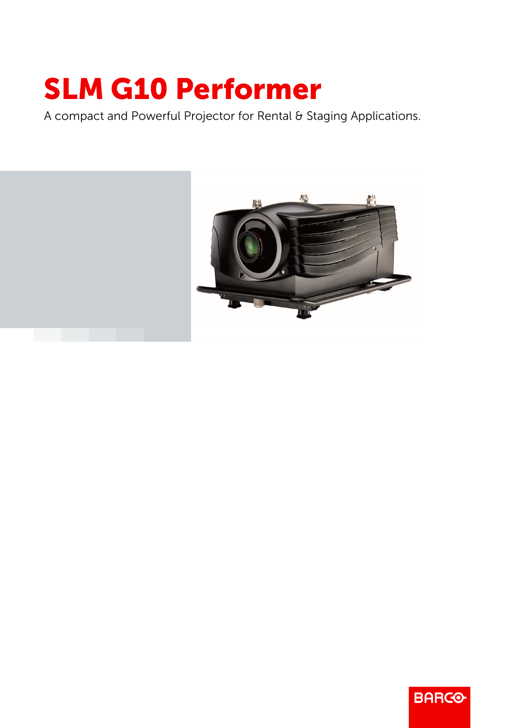# SLM G10 Performer

A compact and Powerful Projector for Rental & Staging Applications.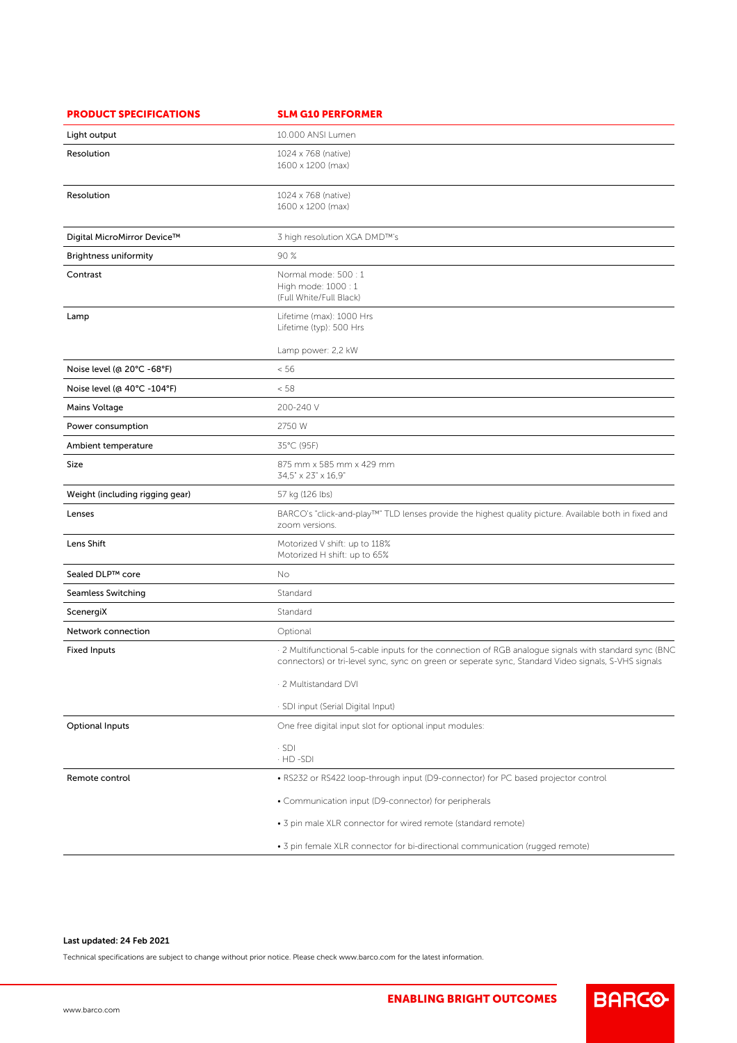| PRODUCT SPECIFICATIONS | SLM G10 PERFORMER |
| --- | --- |
| Light output | 10.000 ANSI Lumen |
| Resolution | 1024 x 768 (native)<br>1600 x 1200 (max) |
| Resolution | 1024 x 768 (native)<br>1600 x 1200 (max) |
| Digital MicroMirror Device™ | 3 high resolution XGA DMD™'s |
| Brightness uniformity | 90 % |
| Contrast | Normal mode: 500 : 1<br>High mode: 1000 : 1<br>(Full White/Full Black) |
| Lamp | Lifetime (max): 1000 Hrs<br>Lifetime (typ): 500 Hrs<br><br>Lamp power: 2,2 kW |
| Noise level (@ 20°C -68°F) | < 56 |
| Noise level (@ 40°C -104°F) | < 58 |
| Mains Voltage | 200-240 V |
| Power consumption | 2750 W |
| Ambient temperature | 35°C (95F) |
| Size | 875 mm x 585 mm x 429 mm<br>34,5" x 23" x 16,9" |
| Weight (including rigging gear) | 57 kg (126 lbs) |
| Lenses | BARCO's "click-and-play™" TLD lenses provide the highest quality picture. Available both in fixed and zoom versions. |
| Lens Shift | Motorized V shift: up to 118%<br>Motorized H shift: up to 65% |
| Sealed DLP™ core | No |
| Seamless Switching | Standard |
| ScenergiX | Standard |
| Network connection | Optional |
| Fixed Inputs | · 2 Multifunctional 5-cable inputs for the connection of RGB analogue signals with standard sync (BNC connectors) or tri-level sync, sync on green or seperate sync, Standard Video signals, S-VHS signals<br><br>· 2 Multistandard DVI<br><br>· SDI input (Serial Digital Input) |
| Optional Inputs | One free digital input slot for optional input modules:<br><br>· SDI<br>· HD -SDI |
| Remote control | • RS232 or RS422 loop-through input (D9-connector) for PC based projector control<br><br>• Communication input (D9-connector) for peripherals<br><br>• 3 pin male XLR connector for wired remote (standard remote)<br><br>• 3 pin female XLR connector for bi-directional communication (rugged remote) |

**Last updated: 24 Feb 2021**

Technical specifications are subject to change without prior notice. Please check www.barco.com for the latest information.

**ENABLING BRIGHT OUTCOMES**

BARCO

www.barco.com